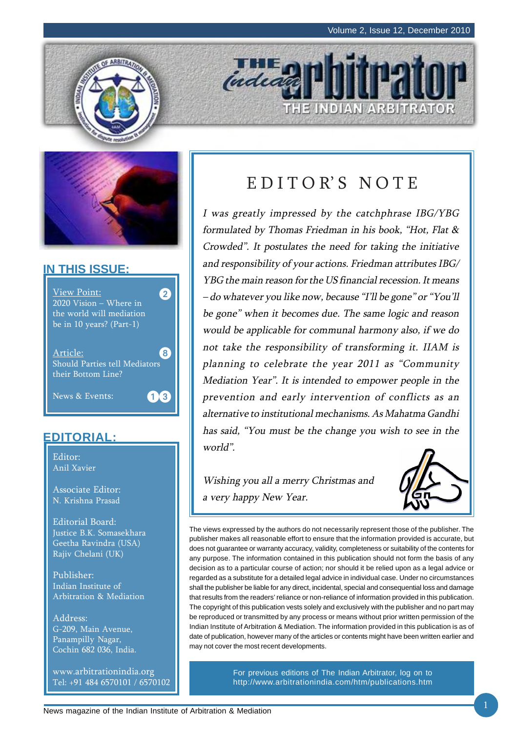# The Indian Arbitrator

## IN THIS ISSUE:

View Point: 2020 Vision – Where in the world will mediation be in 10 years? (Part-1) — 2

Article: Should Parties tell Mediators their Bottom Line? — 8

News & Events: — 13

## EDITORIAL:

Editor:
Anil Xavier

Associate Editor:
N. Krishna Prasad

Editorial Board:
Justice B.K. Somasekhara
Geetha Ravindra (USA)
Rajiv Chelani (UK)

Publisher:
Indian Institute of Arbitration & Mediation

Address:
G-209, Main Avenue,
Panampilly Nagar,
Cochin 682 036, India.

www.arbitrationindia.org
Tel: +91 484 6570101 / 6570102

# EDITOR'S NOTE

*I was greatly impressed by the catchphrase IBG/YBG formulated by Thomas Friedman in his book, "Hot, Flat & Crowded". It postulates the need for taking the initiative and responsibility of your actions. Friedman attributes IBG/YBG the main reason for the US financial recession. It means – do whatever you like now, because "I'll be gone" or "You'll be gone" when it becomes due. The same logic and reason would be applicable for communal harmony also, if we do not take the responsibility of transforming it. IIAM is planning to celebrate the year 2011 as "Community Mediation Year". It is intended to empower people in the prevention and early intervention of conflicts as an alternative to institutional mechanisms. As Mahatma Gandhi has said, "You must be the change you wish to see in the world".*

*Wishing you all a merry Christmas and a very happy New Year.*

The views expressed by the authors do not necessarily represent those of the publisher. The publisher makes all reasonable effort to ensure that the information provided is accurate, but does not guarantee or warranty accuracy, validity, completeness or suitability of the contents for any purpose. The information contained in this publication should not form the basis of any decision as to a particular course of action; nor should it be relied upon as a legal advice or regarded as a substitute for a detailed legal advice in individual case. Under no circumstances shall the publisher be liable for any direct, incidental, special and consequential loss and damage that results from the readers' reliance or non-reliance of information provided in this publication. The copyright of this publication vests solely and exclusively with the publisher and no part may be reproduced or transmitted by any process or means without prior written permission of the Indian Institute of Arbitration & Mediation. The information provided in this publication is as of date of publication, however many of the articles or contents might have been written earlier and may not cover the most recent developments.

For previous editions of The Indian Arbitrator, log on to http://www.arbitrationindia.com/htm/publications.htm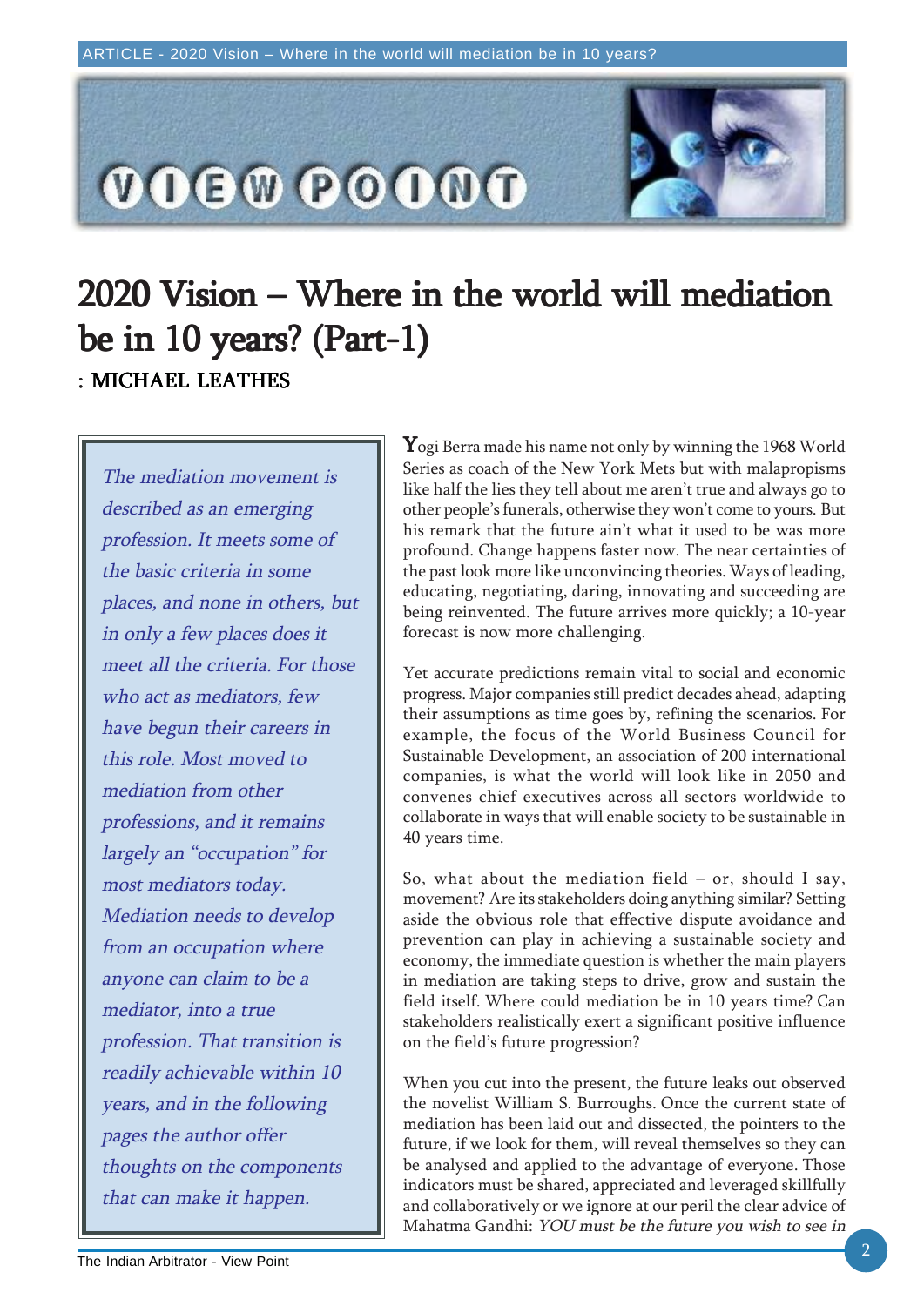VIEW POINT

# 2020 Vision – Where in the world will mediation be in 10 years? (Part-1)

**: MICHAEL LEATHES**

*The mediation movement is described as an emerging profession. It meets some of the basic criteria in some places, and none in others, but in only a few places does it meet all the criteria. For those who act as mediators, few have begun their careers in this role. Most moved to mediation from other professions, and it remains largely an "occupation" for most mediators today. Mediation needs to develop from an occupation where anyone can claim to be a mediator, into a true profession. That transition is readily achievable within 10 years, and in the following pages the author offer thoughts on the components that can make it happen.*

Yogi Berra made his name not only by winning the 1968 World Series as coach of the New York Mets but with malapropisms like half the lies they tell about me aren't true and always go to other people's funerals, otherwise they won't come to yours. But his remark that the future ain't what it used to be was more profound. Change happens faster now. The near certainties of the past look more like unconvincing theories. Ways of leading, educating, negotiating, daring, innovating and succeeding are being reinvented. The future arrives more quickly; a 10-year forecast is now more challenging.

Yet accurate predictions remain vital to social and economic progress. Major companies still predict decades ahead, adapting their assumptions as time goes by, refining the scenarios. For example, the focus of the World Business Council for Sustainable Development, an association of 200 international companies, is what the world will look like in 2050 and convenes chief executives across all sectors worldwide to collaborate in ways that will enable society to be sustainable in 40 years time.

So, what about the mediation field – or, should I say, movement? Are its stakeholders doing anything similar? Setting aside the obvious role that effective dispute avoidance and prevention can play in achieving a sustainable society and economy, the immediate question is whether the main players in mediation are taking steps to drive, grow and sustain the field itself. Where could mediation be in 10 years time? Can stakeholders realistically exert a significant positive influence on the field's future progression?

When you cut into the present, the future leaks out observed the novelist William S. Burroughs. Once the current state of mediation has been laid out and dissected, the pointers to the future, if we look for them, will reveal themselves so they can be analysed and applied to the advantage of everyone. Those indicators must be shared, appreciated and leveraged skillfully and collaboratively or we ignore at our peril the clear advice of Mahatma Gandhi: *YOU must be the future you wish to see in*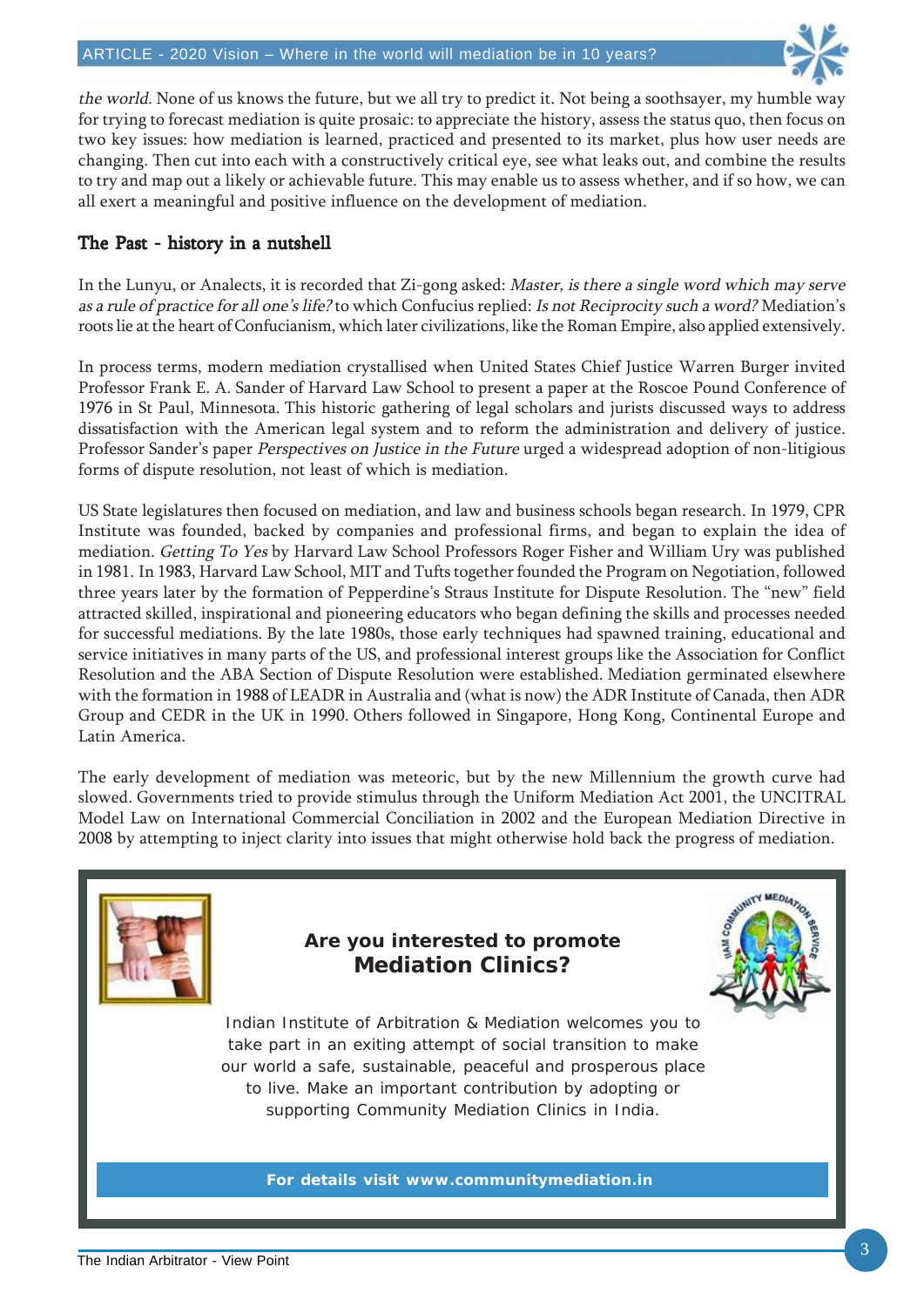*the world*. None of us knows the future, but we all try to predict it. Not being a soothsayer, my humble way for trying to forecast mediation is quite prosaic: to appreciate the history, assess the status quo, then focus on two key issues: how mediation is learned, practiced and presented to its market, plus how user needs are changing. Then cut into each with a constructively critical eye, see what leaks out, and combine the results to try and map out a likely or achievable future. This may enable us to assess whether, and if so how, we can all exert a meaningful and positive influence on the development of mediation.

## The Past - history in a nutshell

In the Lunyu, or Analects, it is recorded that Zi-gong asked: *Master, is there a single word which may serve as a rule of practice for all one's life?* to which Confucius replied: *Is not Reciprocity such a word?* Mediation's roots lie at the heart of Confucianism, which later civilizations, like the Roman Empire, also applied extensively.

In process terms, modern mediation crystallised when United States Chief Justice Warren Burger invited Professor Frank E. A. Sander of Harvard Law School to present a paper at the Roscoe Pound Conference of 1976 in St Paul, Minnesota. This historic gathering of legal scholars and jurists discussed ways to address dissatisfaction with the American legal system and to reform the administration and delivery of justice. Professor Sander's paper *Perspectives on Justice in the Future* urged a widespread adoption of non-litigious forms of dispute resolution, not least of which is mediation.

US State legislatures then focused on mediation, and law and business schools began research. In 1979, CPR Institute was founded, backed by companies and professional firms, and began to explain the idea of mediation. *Getting To Yes* by Harvard Law School Professors Roger Fisher and William Ury was published in 1981. In 1983, Harvard Law School, MIT and Tufts together founded the Program on Negotiation, followed three years later by the formation of Pepperdine's Straus Institute for Dispute Resolution. The "new" field attracted skilled, inspirational and pioneering educators who began defining the skills and processes needed for successful mediations. By the late 1980s, those early techniques had spawned training, educational and service initiatives in many parts of the US, and professional interest groups like the Association for Conflict Resolution and the ABA Section of Dispute Resolution were established. Mediation germinated elsewhere with the formation in 1988 of LEADR in Australia and (what is now) the ADR Institute of Canada, then ADR Group and CEDR in the UK in 1990. Others followed in Singapore, Hong Kong, Continental Europe and Latin America.

The early development of mediation was meteoric, but by the new Millennium the growth curve had slowed. Governments tried to provide stimulus through the Uniform Mediation Act 2001, the UNCITRAL Model Law on International Commercial Conciliation in 2002 and the European Mediation Directive in 2008 by attempting to inject clarity into issues that might otherwise hold back the progress of mediation.

**Are you interested to promote Mediation Clinics?**

Indian Institute of Arbitration & Mediation welcomes you to take part in an exiting attempt of social transition to make our world a safe, sustainable, peaceful and prosperous place to live. Make an important contribution by adopting or supporting Community Mediation Clinics in India.

**For details visit www.communitymediation.in**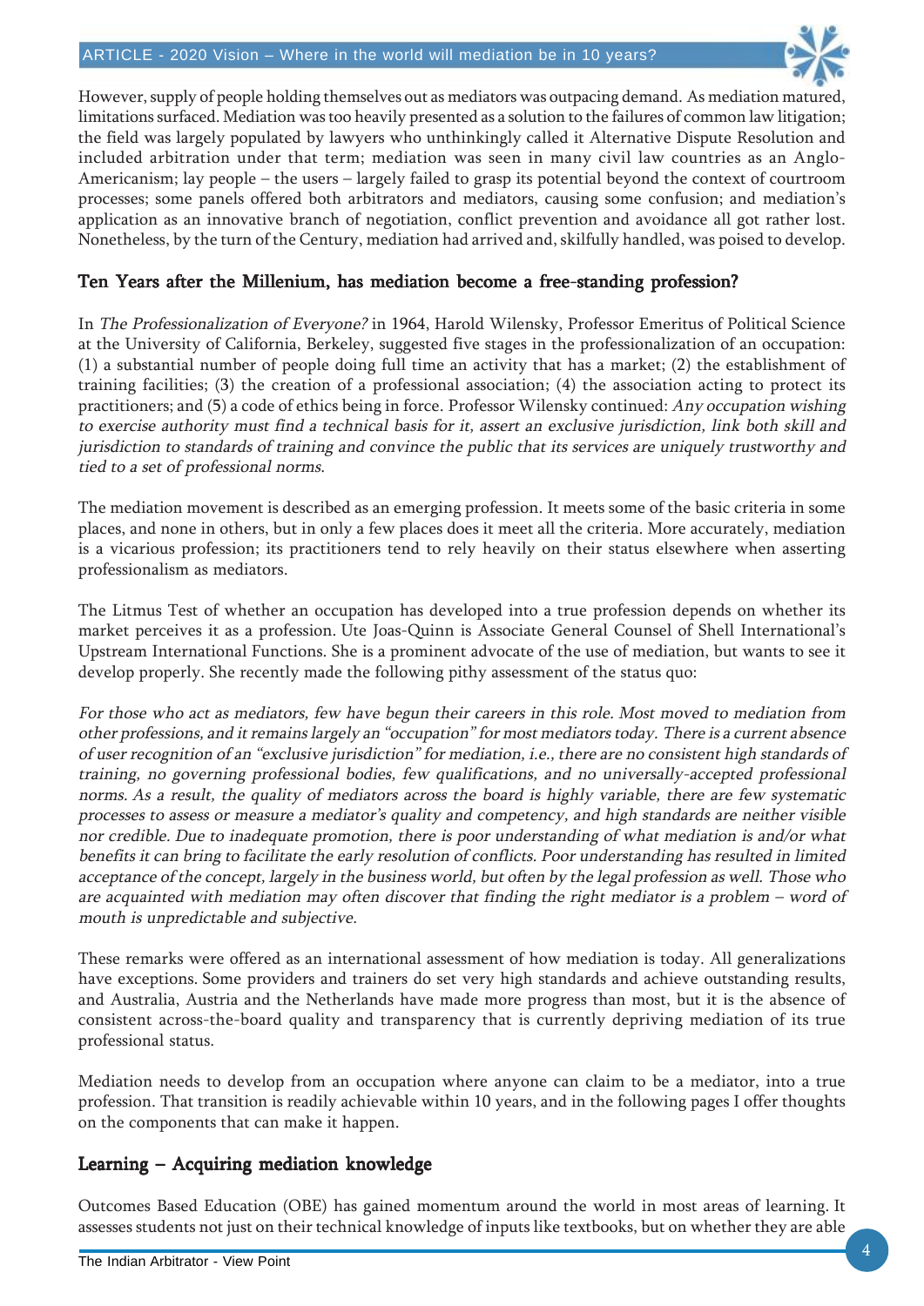However, supply of people holding themselves out as mediators was outpacing demand. As mediation matured, limitations surfaced. Mediation was too heavily presented as a solution to the failures of common law litigation; the field was largely populated by lawyers who unthinkingly called it Alternative Dispute Resolution and included arbitration under that term; mediation was seen in many civil law countries as an Anglo-Americanism; lay people – the users – largely failed to grasp its potential beyond the context of courtroom processes; some panels offered both arbitrators and mediators, causing some confusion; and mediation's application as an innovative branch of negotiation, conflict prevention and avoidance all got rather lost. Nonetheless, by the turn of the Century, mediation had arrived and, skilfully handled, was poised to develop.

## Ten Years after the Millenium, has mediation become a free-standing profession?

In *The Professionalization of Everyone?* in 1964, Harold Wilensky, Professor Emeritus of Political Science at the University of California, Berkeley, suggested five stages in the professionalization of an occupation: (1) a substantial number of people doing full time an activity that has a market; (2) the establishment of training facilities; (3) the creation of a professional association; (4) the association acting to protect its practitioners; and (5) a code of ethics being in force. Professor Wilensky continued: *Any occupation wishing to exercise authority must find a technical basis for it, assert an exclusive jurisdiction, link both skill and jurisdiction to standards of training and convince the public that its services are uniquely trustworthy and tied to a set of professional norms.*

The mediation movement is described as an emerging profession. It meets some of the basic criteria in some places, and none in others, but in only a few places does it meet all the criteria. More accurately, mediation is a vicarious profession; its practitioners tend to rely heavily on their status elsewhere when asserting professionalism as mediators.

The Litmus Test of whether an occupation has developed into a true profession depends on whether its market perceives it as a profession. Ute Joas-Quinn is Associate General Counsel of Shell International's Upstream International Functions. She is a prominent advocate of the use of mediation, but wants to see it develop properly. She recently made the following pithy assessment of the status quo:

*For those who act as mediators, few have begun their careers in this role. Most moved to mediation from other professions, and it remains largely an "occupation" for most mediators today. There is a current absence of user recognition of an "exclusive jurisdiction" for mediation, i.e., there are no consistent high standards of training, no governing professional bodies, few qualifications, and no universally-accepted professional norms. As a result, the quality of mediators across the board is highly variable, there are few systematic processes to assess or measure a mediator's quality and competency, and high standards are neither visible nor credible. Due to inadequate promotion, there is poor understanding of what mediation is and/or what benefits it can bring to facilitate the early resolution of conflicts. Poor understanding has resulted in limited acceptance of the concept, largely in the business world, but often by the legal profession as well. Those who are acquainted with mediation may often discover that finding the right mediator is a problem – word of mouth is unpredictable and subjective.*

These remarks were offered as an international assessment of how mediation is today. All generalizations have exceptions. Some providers and trainers do set very high standards and achieve outstanding results, and Australia, Austria and the Netherlands have made more progress than most, but it is the absence of consistent across-the-board quality and transparency that is currently depriving mediation of its true professional status.

Mediation needs to develop from an occupation where anyone can claim to be a mediator, into a true profession. That transition is readily achievable within 10 years, and in the following pages I offer thoughts on the components that can make it happen.

## Learning – Acquiring mediation knowledge

Outcomes Based Education (OBE) has gained momentum around the world in most areas of learning. It assesses students not just on their technical knowledge of inputs like textbooks, but on whether they are able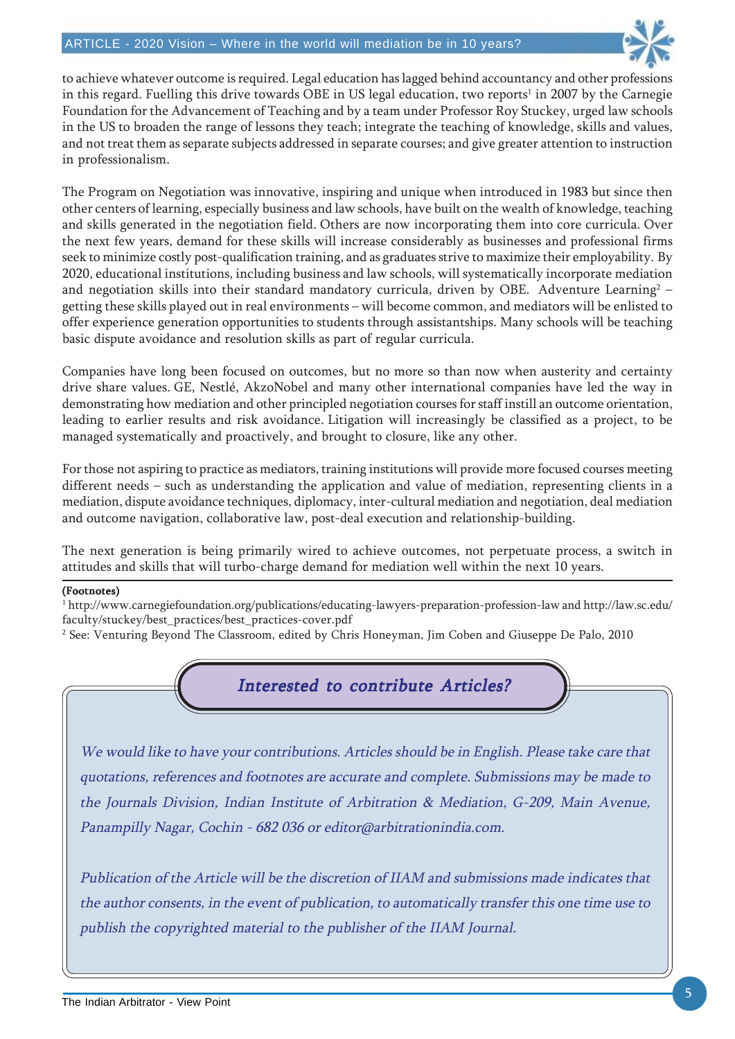to achieve whatever outcome is required. Legal education has lagged behind accountancy and other professions in this regard. Fuelling this drive towards OBE in US legal education, two reports[1] in 2007 by the Carnegie Foundation for the Advancement of Teaching and by a team under Professor Roy Stuckey, urged law schools in the US to broaden the range of lessons they teach; integrate the teaching of knowledge, skills and values, and not treat them as separate subjects addressed in separate courses; and give greater attention to instruction in professionalism.

The Program on Negotiation was innovative, inspiring and unique when introduced in 1983 but since then other centers of learning, especially business and law schools, have built on the wealth of knowledge, teaching and skills generated in the negotiation field. Others are now incorporating them into core curricula. Over the next few years, demand for these skills will increase considerably as businesses and professional firms seek to minimize costly post-qualification training, and as graduates strive to maximize their employability. By 2020, educational institutions, including business and law schools, will systematically incorporate mediation and negotiation skills into their standard mandatory curricula, driven by OBE. Adventure Learning[2] – getting these skills played out in real environments – will become common, and mediators will be enlisted to offer experience generation opportunities to students through assistantships. Many schools will be teaching basic dispute avoidance and resolution skills as part of regular curricula.

Companies have long been focused on outcomes, but no more so than now when austerity and certainty drive share values. GE, Nestlé, AkzoNobel and many other international companies have led the way in demonstrating how mediation and other principled negotiation courses for staff instill an outcome orientation, leading to earlier results and risk avoidance. Litigation will increasingly be classified as a project, to be managed systematically and proactively, and brought to closure, like any other.

For those not aspiring to practice as mediators, training institutions will provide more focused courses meeting different needs – such as understanding the application and value of mediation, representing clients in a mediation, dispute avoidance techniques, diplomacy, inter-cultural mediation and negotiation, deal mediation and outcome navigation, collaborative law, post-deal execution and relationship-building.

The next generation is being primarily wired to achieve outcomes, not perpetuate process, a switch in attitudes and skills that will turbo-charge demand for mediation well within the next 10 years.

---

**(Footnotes)**

[1] http://www.carnegiefoundation.org/publications/educating-lawyers-preparation-profession-law and http://law.sc.edu/faculty/stuckey/best_practices/best_practices-cover.pdf

[2] See: Venturing Beyond The Classroom, edited by Chris Honeyman, Jim Coben and Giuseppe De Palo, 2010

---

### *Interested to contribute Articles?*

*We would like to have your contributions. Articles should be in English. Please take care that quotations, references and footnotes are accurate and complete. Submissions may be made to the Journals Division, Indian Institute of Arbitration & Mediation, G-209, Main Avenue, Panampilly Nagar, Cochin - 682 036 or editor@arbitrationindia.com.*

*Publication of the Article will be the discretion of IIAM and submissions made indicates that the author consents, in the event of publication, to automatically transfer this one time use to publish the copyrighted material to the publisher of the IIAM Journal.*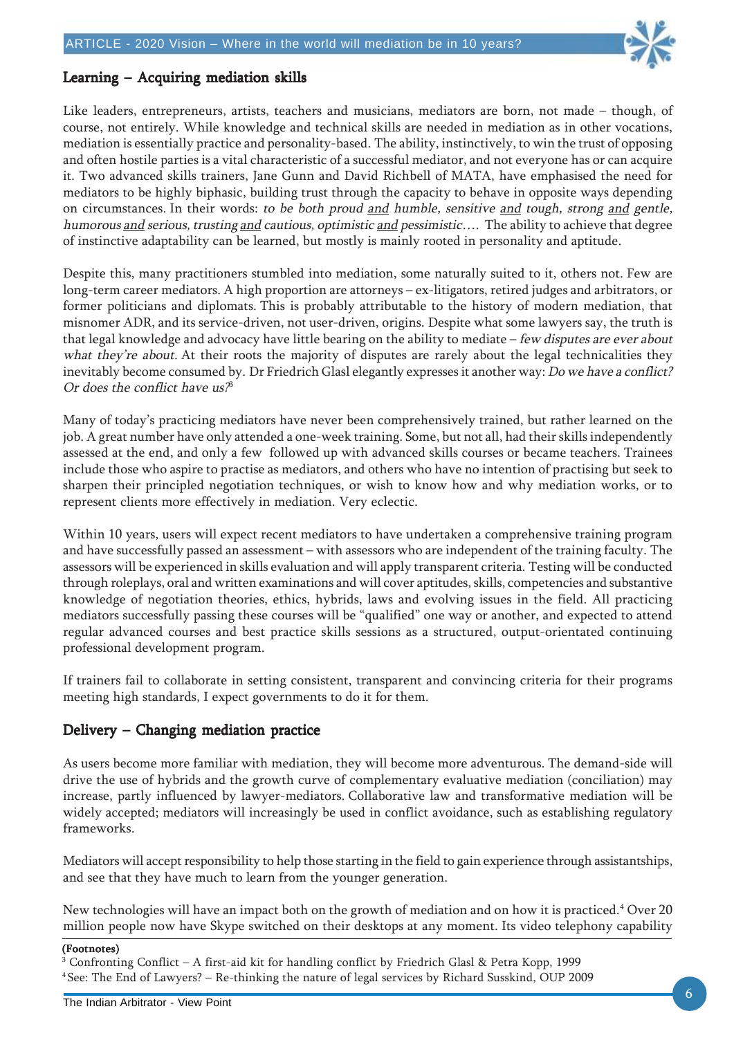## Learning – Acquiring mediation skills

Like leaders, entrepreneurs, artists, teachers and musicians, mediators are born, not made – though, of course, not entirely. While knowledge and technical skills are needed in mediation as in other vocations, mediation is essentially practice and personality-based. The ability, instinctively, to win the trust of opposing and often hostile parties is a vital characteristic of a successful mediator, and not everyone has or can acquire it. Two advanced skills trainers, Jane Gunn and David Richbell of MATA, have emphasised the need for mediators to be highly biphasic, building trust through the capacity to behave in opposite ways depending on circumstances. In their words: *to be both proud and humble, sensitive and tough, strong and gentle, humorous and serious, trusting and cautious, optimistic and pessimistic….* The ability to achieve that degree of instinctive adaptability can be learned, but mostly is mainly rooted in personality and aptitude.

Despite this, many practitioners stumbled into mediation, some naturally suited to it, others not. Few are long-term career mediators. A high proportion are attorneys – ex-litigators, retired judges and arbitrators, or former politicians and diplomats. This is probably attributable to the history of modern mediation, that misnomer ADR, and its service-driven, not user-driven, origins. Despite what some lawyers say, the truth is that legal knowledge and advocacy have little bearing on the ability to mediate – *few disputes are ever about what they're about.* At their roots the majority of disputes are rarely about the legal technicalities they inevitably become consumed by. Dr Friedrich Glasl elegantly expresses it another way: *Do we have a conflict? Or does the conflict have us?*[3]

Many of today's practicing mediators have never been comprehensively trained, but rather learned on the job. A great number have only attended a one-week training. Some, but not all, had their skills independently assessed at the end, and only a few followed up with advanced skills courses or became teachers. Trainees include those who aspire to practise as mediators, and others who have no intention of practising but seek to sharpen their principled negotiation techniques, or wish to know how and why mediation works, or to represent clients more effectively in mediation. Very eclectic.

Within 10 years, users will expect recent mediators to have undertaken a comprehensive training program and have successfully passed an assessment – with assessors who are independent of the training faculty. The assessors will be experienced in skills evaluation and will apply transparent criteria. Testing will be conducted through roleplays, oral and written examinations and will cover aptitudes, skills, competencies and substantive knowledge of negotiation theories, ethics, hybrids, laws and evolving issues in the field. All practicing mediators successfully passing these courses will be "qualified" one way or another, and expected to attend regular advanced courses and best practice skills sessions as a structured, output-orientated continuing professional development program.

If trainers fail to collaborate in setting consistent, transparent and convincing criteria for their programs meeting high standards, I expect governments to do it for them.

## Delivery – Changing mediation practice

As users become more familiar with mediation, they will become more adventurous. The demand-side will drive the use of hybrids and the growth curve of complementary evaluative mediation (conciliation) may increase, partly influenced by lawyer-mediators. Collaborative law and transformative mediation will be widely accepted; mediators will increasingly be used in conflict avoidance, such as establishing regulatory frameworks.

Mediators will accept responsibility to help those starting in the field to gain experience through assistantships, and see that they have much to learn from the younger generation.

New technologies will have an impact both on the growth of mediation and on how it is practiced.[4] Over 20 million people now have Skype switched on their desktops at any moment. Its video telephony capability

**(Footnotes)**

[3] Confronting Conflict – A first-aid kit for handling conflict by Friedrich Glasl & Petra Kopp, 1999

[4] See: The End of Lawyers? – Re-thinking the nature of legal services by Richard Susskind, OUP 2009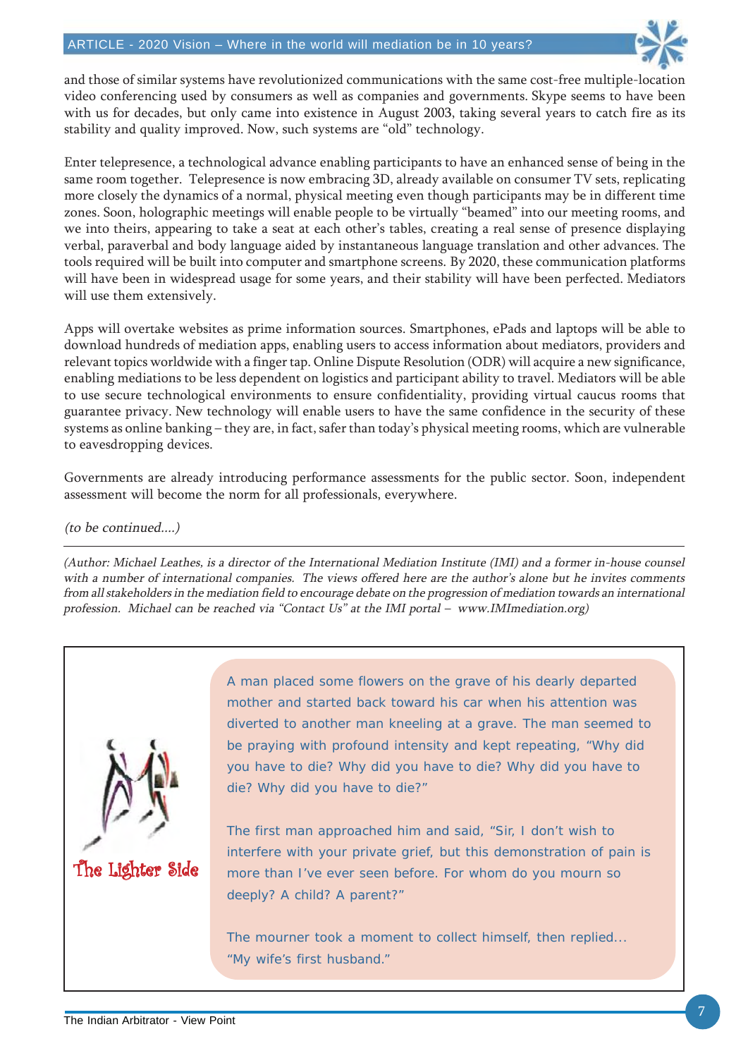and those of similar systems have revolutionized communications with the same cost-free multiple-location video conferencing used by consumers as well as companies and governments. Skype seems to have been with us for decades, but only came into existence in August 2003, taking several years to catch fire as its stability and quality improved. Now, such systems are "old" technology.

Enter telepresence, a technological advance enabling participants to have an enhanced sense of being in the same room together. Telepresence is now embracing 3D, already available on consumer TV sets, replicating more closely the dynamics of a normal, physical meeting even though participants may be in different time zones. Soon, holographic meetings will enable people to be virtually "beamed" into our meeting rooms, and we into theirs, appearing to take a seat at each other's tables, creating a real sense of presence displaying verbal, paraverbal and body language aided by instantaneous language translation and other advances. The tools required will be built into computer and smartphone screens. By 2020, these communication platforms will have been in widespread usage for some years, and their stability will have been perfected. Mediators will use them extensively.

Apps will overtake websites as prime information sources. Smartphones, ePads and laptops will be able to download hundreds of mediation apps, enabling users to access information about mediators, providers and relevant topics worldwide with a finger tap. Online Dispute Resolution (ODR) will acquire a new significance, enabling mediations to be less dependent on logistics and participant ability to travel. Mediators will be able to use secure technological environments to ensure confidentiality, providing virtual caucus rooms that guarantee privacy. New technology will enable users to have the same confidence in the security of these systems as online banking – they are, in fact, safer than today's physical meeting rooms, which are vulnerable to eavesdropping devices.

Governments are already introducing performance assessments for the public sector. Soon, independent assessment will become the norm for all professionals, everywhere.

*(to be continued....)*

---

*(Author: Michael Leathes, is a director of the International Mediation Institute (IMI) and a former in-house counsel with a number of international companies. The views offered here are the author's alone but he invites comments from all stakeholders in the mediation field to encourage debate on the progression of mediation towards an international profession. Michael can be reached via "Contact Us" at the IMI portal – www.IMImediation.org)*

## The Lighter Side

A man placed some flowers on the grave of his dearly departed mother and started back toward his car when his attention was diverted to another man kneeling at a grave. The man seemed to be praying with profound intensity and kept repeating, "Why did you have to die? Why did you have to die? Why did you have to die? Why did you have to die?"

The first man approached him and said, "Sir, I don't wish to interfere with your private grief, but this demonstration of pain is more than I've ever seen before. For whom do you mourn so deeply? A child? A parent?"

The mourner took a moment to collect himself, then replied... "My wife's first husband."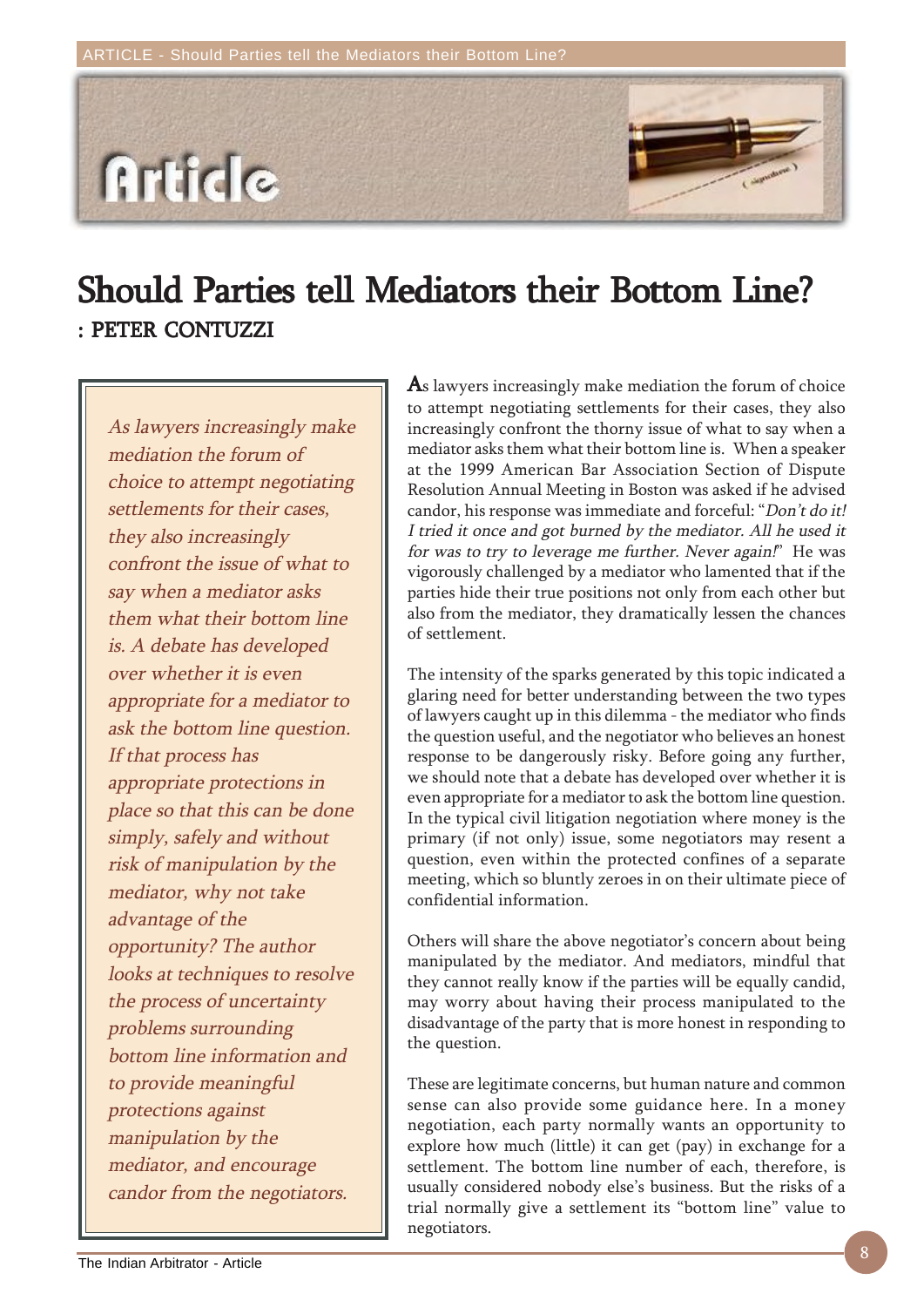# Should Parties tell Mediators their Bottom Line?

**: PETER CONTUZZI**

*As lawyers increasingly make mediation the forum of choice to attempt negotiating settlements for their cases, they also increasingly confront the issue of what to say when a mediator asks them what their bottom line is. A debate has developed over whether it is even appropriate for a mediator to ask the bottom line question. If that process has appropriate protections in place so that this can be done simply, safely and without risk of manipulation by the mediator, why not take advantage of the opportunity? The author looks at techniques to resolve the process of uncertainty problems surrounding bottom line information and to provide meaningful protections against manipulation by the mediator, and encourage candor from the negotiators.*

As lawyers increasingly make mediation the forum of choice to attempt negotiating settlements for their cases, they also increasingly confront the thorny issue of what to say when a mediator asks them what their bottom line is. When a speaker at the 1999 American Bar Association Section of Dispute Resolution Annual Meeting in Boston was asked if he advised candor, his response was immediate and forceful: "*Don't do it! I tried it once and got burned by the mediator. All he used it for was to try to leverage me further. Never again!*" He was vigorously challenged by a mediator who lamented that if the parties hide their true positions not only from each other but also from the mediator, they dramatically lessen the chances of settlement.

The intensity of the sparks generated by this topic indicated a glaring need for better understanding between the two types of lawyers caught up in this dilemma - the mediator who finds the question useful, and the negotiator who believes an honest response to be dangerously risky. Before going any further, we should note that a debate has developed over whether it is even appropriate for a mediator to ask the bottom line question. In the typical civil litigation negotiation where money is the primary (if not only) issue, some negotiators may resent a question, even within the protected confines of a separate meeting, which so bluntly zeroes in on their ultimate piece of confidential information.

Others will share the above negotiator's concern about being manipulated by the mediator. And mediators, mindful that they cannot really know if the parties will be equally candid, may worry about having their process manipulated to the disadvantage of the party that is more honest in responding to the question.

These are legitimate concerns, but human nature and common sense can also provide some guidance here. In a money negotiation, each party normally wants an opportunity to explore how much (little) it can get (pay) in exchange for a settlement. The bottom line number of each, therefore, is usually considered nobody else's business. But the risks of a trial normally give a settlement its "bottom line" value to negotiators.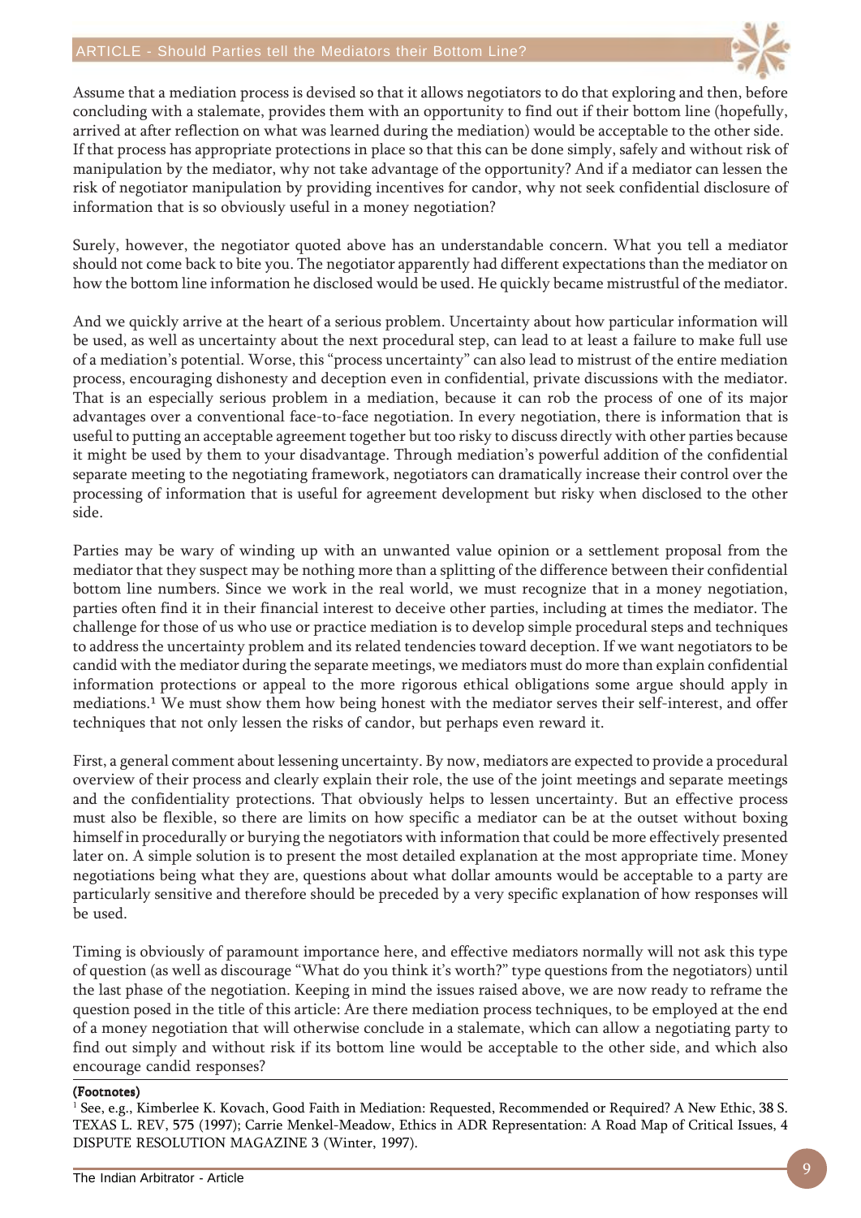Assume that a mediation process is devised so that it allows negotiators to do that exploring and then, before concluding with a stalemate, provides them with an opportunity to find out if their bottom line (hopefully, arrived at after reflection on what was learned during the mediation) would be acceptable to the other side. If that process has appropriate protections in place so that this can be done simply, safely and without risk of manipulation by the mediator, why not take advantage of the opportunity? And if a mediator can lessen the risk of negotiator manipulation by providing incentives for candor, why not seek confidential disclosure of information that is so obviously useful in a money negotiation?

Surely, however, the negotiator quoted above has an understandable concern. What you tell a mediator should not come back to bite you. The negotiator apparently had different expectations than the mediator on how the bottom line information he disclosed would be used. He quickly became mistrustful of the mediator.

And we quickly arrive at the heart of a serious problem. Uncertainty about how particular information will be used, as well as uncertainty about the next procedural step, can lead to at least a failure to make full use of a mediation's potential. Worse, this "process uncertainty" can also lead to mistrust of the entire mediation process, encouraging dishonesty and deception even in confidential, private discussions with the mediator. That is an especially serious problem in a mediation, because it can rob the process of one of its major advantages over a conventional face-to-face negotiation. In every negotiation, there is information that is useful to putting an acceptable agreement together but too risky to discuss directly with other parties because it might be used by them to your disadvantage. Through mediation's powerful addition of the confidential separate meeting to the negotiating framework, negotiators can dramatically increase their control over the processing of information that is useful for agreement development but risky when disclosed to the other side.

Parties may be wary of winding up with an unwanted value opinion or a settlement proposal from the mediator that they suspect may be nothing more than a splitting of the difference between their confidential bottom line numbers. Since we work in the real world, we must recognize that in a money negotiation, parties often find it in their financial interest to deceive other parties, including at times the mediator. The challenge for those of us who use or practice mediation is to develop simple procedural steps and techniques to address the uncertainty problem and its related tendencies toward deception. If we want negotiators to be candid with the mediator during the separate meetings, we mediators must do more than explain confidential information protections or appeal to the more rigorous ethical obligations some argue should apply in mediations.[1] We must show them how being honest with the mediator serves their self-interest, and offer techniques that not only lessen the risks of candor, but perhaps even reward it.

First, a general comment about lessening uncertainty. By now, mediators are expected to provide a procedural overview of their process and clearly explain their role, the use of the joint meetings and separate meetings and the confidentiality protections. That obviously helps to lessen uncertainty. But an effective process must also be flexible, so there are limits on how specific a mediator can be at the outset without boxing himself in procedurally or burying the negotiators with information that could be more effectively presented later on. A simple solution is to present the most detailed explanation at the most appropriate time. Money negotiations being what they are, questions about what dollar amounts would be acceptable to a party are particularly sensitive and therefore should be preceded by a very specific explanation of how responses will be used.

Timing is obviously of paramount importance here, and effective mediators normally will not ask this type of question (as well as discourage "What do you think it's worth?" type questions from the negotiators) until the last phase of the negotiation. Keeping in mind the issues raised above, we are now ready to reframe the question posed in the title of this article: Are there mediation process techniques, to be employed at the end of a money negotiation that will otherwise conclude in a stalemate, which can allow a negotiating party to find out simply and without risk if its bottom line would be acceptable to the other side, and which also encourage candid responses?

---

**(Footnotes)**

[1] See, e.g., Kimberlee K. Kovach, Good Faith in Mediation: Requested, Recommended or Required? A New Ethic, 38 S. TEXAS L. REV, 575 (1997); Carrie Menkel-Meadow, Ethics in ADR Representation: A Road Map of Critical Issues, 4 DISPUTE RESOLUTION MAGAZINE 3 (Winter, 1997).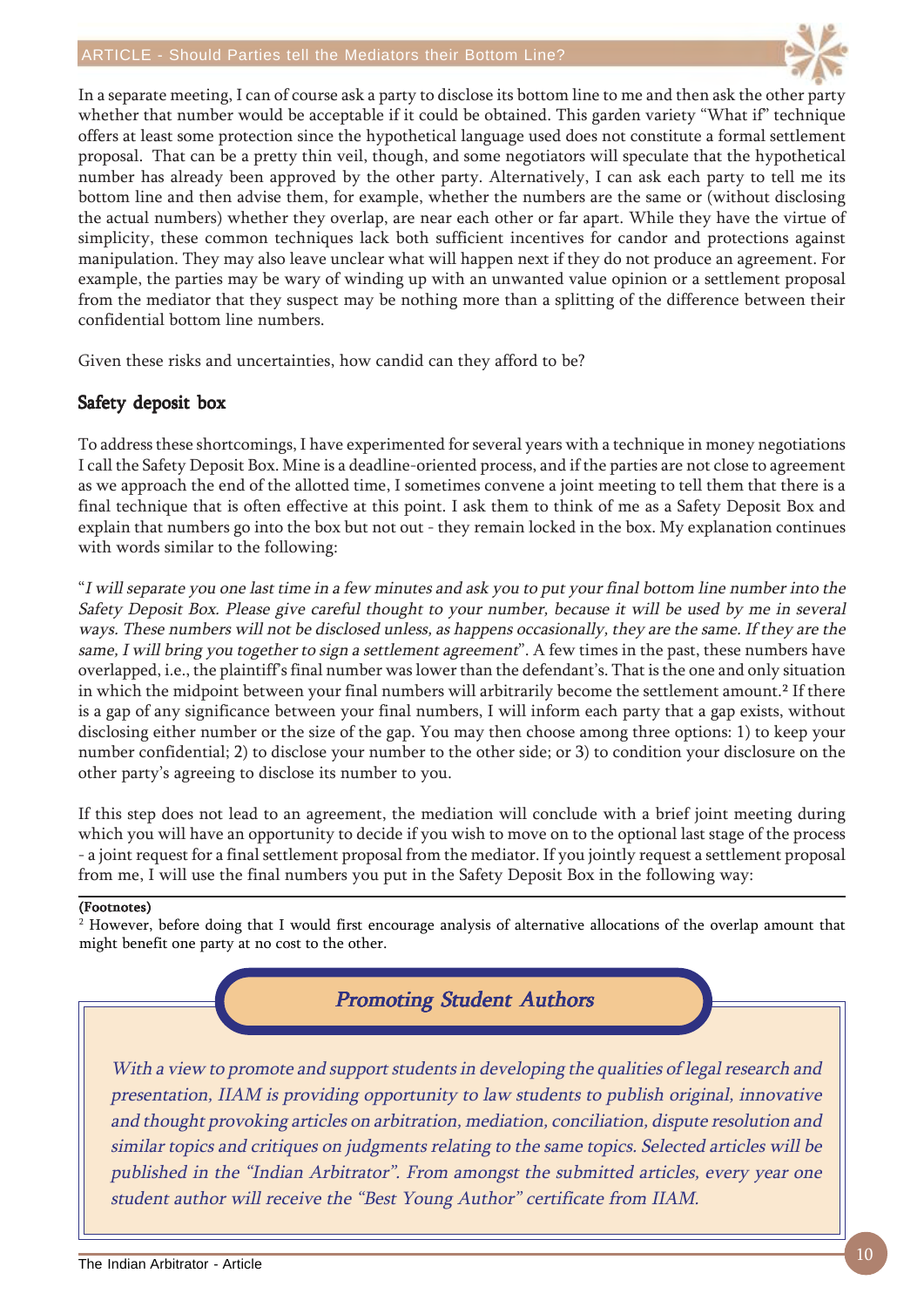In a separate meeting, I can of course ask a party to disclose its bottom line to me and then ask the other party whether that number would be acceptable if it could be obtained. This garden variety "What if" technique offers at least some protection since the hypothetical language used does not constitute a formal settlement proposal. That can be a pretty thin veil, though, and some negotiators will speculate that the hypothetical number has already been approved by the other party. Alternatively, I can ask each party to tell me its bottom line and then advise them, for example, whether the numbers are the same or (without disclosing the actual numbers) whether they overlap, are near each other or far apart. While they have the virtue of simplicity, these common techniques lack both sufficient incentives for candor and protections against manipulation. They may also leave unclear what will happen next if they do not produce an agreement. For example, the parties may be wary of winding up with an unwanted value opinion or a settlement proposal from the mediator that they suspect may be nothing more than a splitting of the difference between their confidential bottom line numbers.

Given these risks and uncertainties, how candid can they afford to be?

## Safety deposit box

To address these shortcomings, I have experimented for several years with a technique in money negotiations I call the Safety Deposit Box. Mine is a deadline-oriented process, and if the parties are not close to agreement as we approach the end of the allotted time, I sometimes convene a joint meeting to tell them that there is a final technique that is often effective at this point. I ask them to think of me as a Safety Deposit Box and explain that numbers go into the box but not out - they remain locked in the box. My explanation continues with words similar to the following:

"*I will separate you one last time in a few minutes and ask you to put your final bottom line number into the Safety Deposit Box. Please give careful thought to your number, because it will be used by me in several ways. These numbers will not be disclosed unless, as happens occasionally, they are the same. If they are the same, I will bring you together to sign a settlement agreement*". A few times in the past, these numbers have overlapped, i.e., the plaintiff's final number was lower than the defendant's. That is the one and only situation in which the midpoint between your final numbers will arbitrarily become the settlement amount.[2] If there is a gap of any significance between your final numbers, I will inform each party that a gap exists, without disclosing either number or the size of the gap. You may then choose among three options: 1) to keep your number confidential; 2) to disclose your number to the other side; or 3) to condition your disclosure on the other party's agreeing to disclose its number to you.

If this step does not lead to an agreement, the mediation will conclude with a brief joint meeting during which you will have an opportunity to decide if you wish to move on to the optional last stage of the process - a joint request for a final settlement proposal from the mediator. If you jointly request a settlement proposal from me, I will use the final numbers you put in the Safety Deposit Box in the following way:

**(Footnotes)**

[2] However, before doing that I would first encourage analysis of alternative allocations of the overlap amount that might benefit one party at no cost to the other.

## *Promoting Student Authors*

*With a view to promote and support students in developing the qualities of legal research and presentation, IIAM is providing opportunity to law students to publish original, innovative and thought provoking articles on arbitration, mediation, conciliation, dispute resolution and similar topics and critiques on judgments relating to the same topics. Selected articles will be published in the "Indian Arbitrator". From amongst the submitted articles, every year one student author will receive the "Best Young Author" certificate from IIAM.*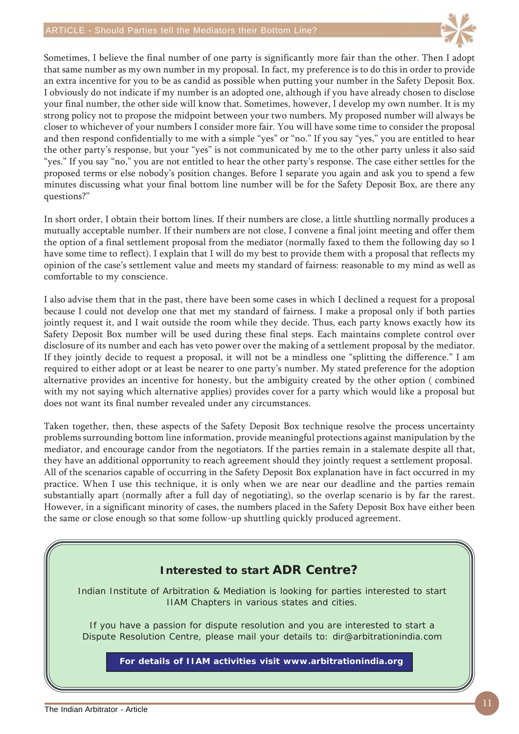Sometimes, I believe the final number of one party is significantly more fair than the other. Then I adopt that same number as my own number in my proposal. In fact, my preference is to do this in order to provide an extra incentive for you to be as candid as possible when putting your number in the Safety Deposit Box. I obviously do not indicate if my number is an adopted one, although if you have already chosen to disclose your final number, the other side will know that. Sometimes, however, I develop my own number. It is my strong policy not to propose the midpoint between your two numbers. My proposed number will always be closer to whichever of your numbers I consider more fair. You will have some time to consider the proposal and then respond confidentially to me with a simple "yes" or "no." If you say "yes," you are entitled to hear the other party's response, but your "yes" is not communicated by me to the other party unless it also said "yes." If you say "no," you are not entitled to hear the other party's response. The case either settles for the proposed terms or else nobody's position changes. Before I separate you again and ask you to spend a few minutes discussing what your final bottom line number will be for the Safety Deposit Box, are there any questions?"

In short order, I obtain their bottom lines. If their numbers are close, a little shuttling normally produces a mutually acceptable number. If their numbers are not close, I convene a final joint meeting and offer them the option of a final settlement proposal from the mediator (normally faxed to them the following day so I have some time to reflect). I explain that I will do my best to provide them with a proposal that reflects my opinion of the case's settlement value and meets my standard of fairness: reasonable to my mind as well as comfortable to my conscience.

I also advise them that in the past, there have been some cases in which I declined a request for a proposal because I could not develop one that met my standard of fairness. I make a proposal only if both parties jointly request it, and I wait outside the room while they decide. Thus, each party knows exactly how its Safety Deposit Box number will be used during these final steps. Each maintains complete control over disclosure of its number and each has veto power over the making of a settlement proposal by the mediator. If they jointly decide to request a proposal, it will not be a mindless one "splitting the difference." I am required to either adopt or at least be nearer to one party's number. My stated preference for the adoption alternative provides an incentive for honesty, but the ambiguity created by the other option ( combined with my not saying which alternative applies) provides cover for a party which would like a proposal but does not want its final number revealed under any circumstances.

Taken together, then, these aspects of the Safety Deposit Box technique resolve the process uncertainty problems surrounding bottom line information, provide meaningful protections against manipulation by the mediator, and encourage candor from the negotiators. If the parties remain in a stalemate despite all that, they have an additional opportunity to reach agreement should they jointly request a settlement proposal. All of the scenarios capable of occurring in the Safety Deposit Box explanation have in fact occurred in my practice. When I use this technique, it is only when we are near our deadline and the parties remain substantially apart (normally after a full day of negotiating), so the overlap scenario is by far the rarest. However, in a significant minority of cases, the numbers placed in the Safety Deposit Box have either been the same or close enough so that some follow-up shuttling quickly produced agreement.

**Interested to start ADR Centre?**

Indian Institute of Arbitration & Mediation is looking for parties interested to start IIAM Chapters in various states and cities.

If you have a passion for dispute resolution and you are interested to start a Dispute Resolution Centre, please mail your details to: dir@arbitrationindia.com

**For details of IIAM activities visit www.arbitrationindia.org**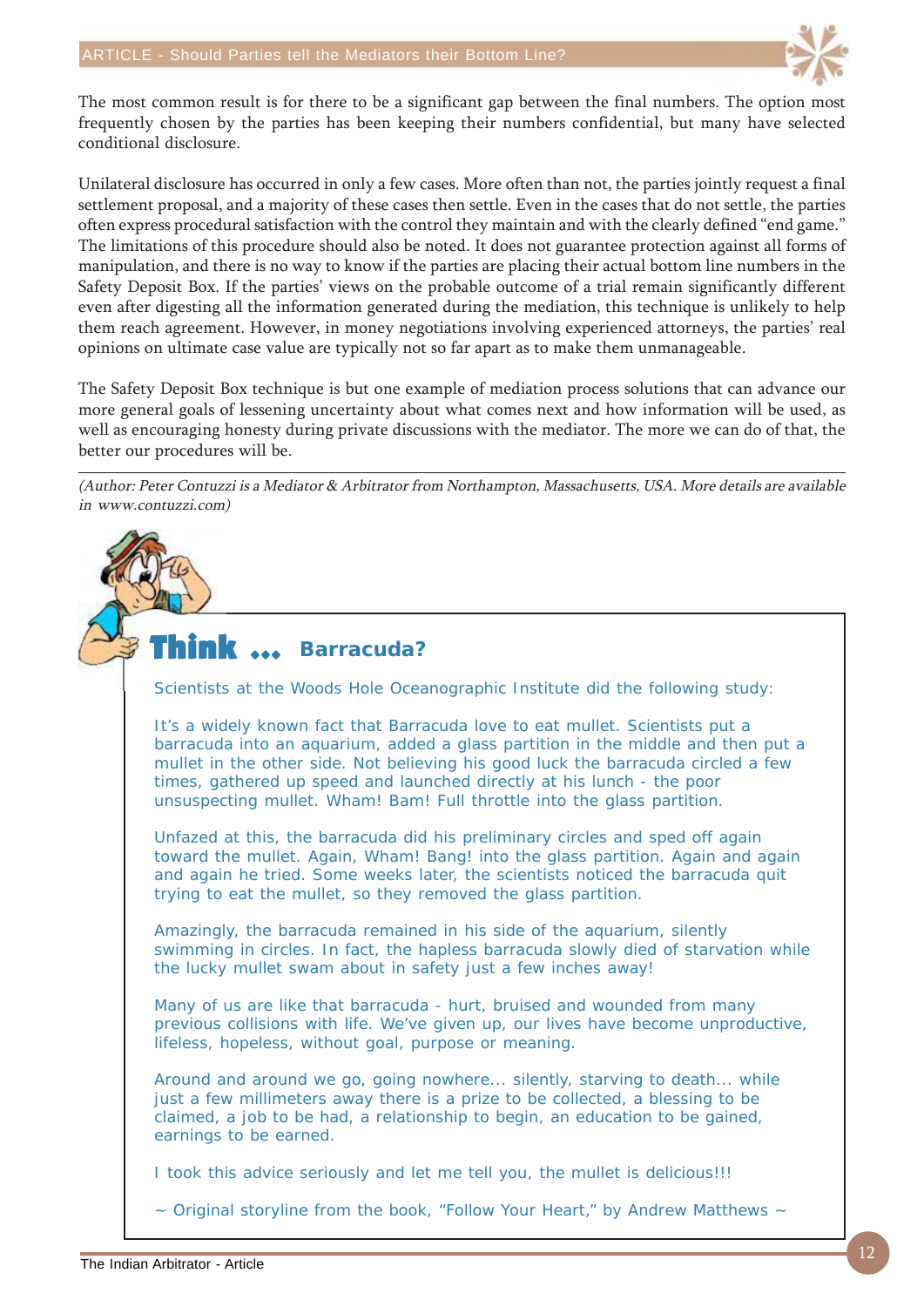The most common result is for there to be a significant gap between the final numbers. The option most frequently chosen by the parties has been keeping their numbers confidential, but many have selected conditional disclosure.

Unilateral disclosure has occurred in only a few cases. More often than not, the parties jointly request a final settlement proposal, and a majority of these cases then settle. Even in the cases that do not settle, the parties often express procedural satisfaction with the control they maintain and with the clearly defined "end game." The limitations of this procedure should also be noted. It does not guarantee protection against all forms of manipulation, and there is no way to know if the parties are placing their actual bottom line numbers in the Safety Deposit Box. If the parties' views on the probable outcome of a trial remain significantly different even after digesting all the information generated during the mediation, this technique is unlikely to help them reach agreement. However, in money negotiations involving experienced attorneys, the parties' real opinions on ultimate case value are typically not so far apart as to make them unmanageable.

The Safety Deposit Box technique is but one example of mediation process solutions that can advance our more general goals of lessening uncertainty about what comes next and how information will be used, as well as encouraging honesty during private discussions with the mediator. The more we can do of that, the better our procedures will be.

---

*(Author: Peter Contuzzi is a Mediator & Arbitrator from Northampton, Massachusetts, USA. More details are available in www.contuzzi.com)*

## Think ... Barracuda?

Scientists at the Woods Hole Oceanographic Institute did the following study:

It's a widely known fact that Barracuda love to eat mullet. Scientists put a barracuda into an aquarium, added a glass partition in the middle and then put a mullet in the other side. Not believing his good luck the barracuda circled a few times, gathered up speed and launched directly at his lunch - the poor unsuspecting mullet. Wham! Bam! Full throttle into the glass partition.

Unfazed at this, the barracuda did his preliminary circles and sped off again toward the mullet. Again, Wham! Bang! into the glass partition. Again and again and again he tried. Some weeks later, the scientists noticed the barracuda quit trying to eat the mullet, so they removed the glass partition.

Amazingly, the barracuda remained in his side of the aquarium, silently swimming in circles. In fact, the hapless barracuda slowly died of starvation while the lucky mullet swam about in safety just a few inches away!

Many of us are like that barracuda - hurt, bruised and wounded from many previous collisions with life. We've given up, our lives have become unproductive, lifeless, hopeless, without goal, purpose or meaning.

Around and around we go, going nowhere... silently, starving to death... while just a few millimeters away there is a prize to be collected, a blessing to be claimed, a job to be had, a relationship to begin, an education to be gained, earnings to be earned.

I took this advice seriously and let me tell you, the mullet is delicious!!!

~ Original storyline from the book, "Follow Your Heart," by Andrew Matthews ~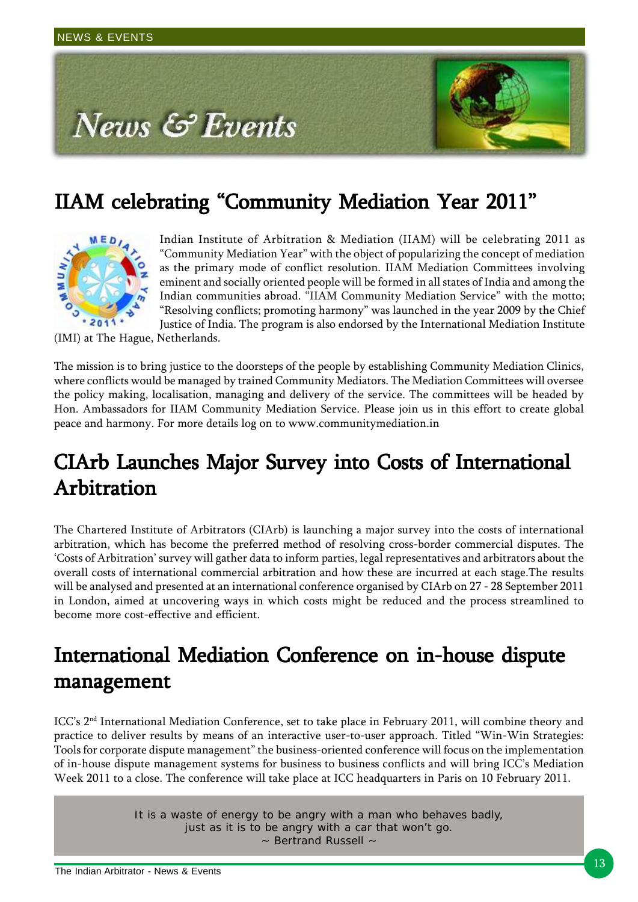# News & Events

## IIAM celebrating "Community Mediation Year 2011"

Indian Institute of Arbitration & Mediation (IIAM) will be celebrating 2011 as "Community Mediation Year" with the object of popularizing the concept of mediation as the primary mode of conflict resolution. IIAM Mediation Committees involving eminent and socially oriented people will be formed in all states of India and among the Indian communities abroad. "IIAM Community Mediation Service" with the motto; "Resolving conflicts; promoting harmony" was launched in the year 2009 by the Chief Justice of India. The program is also endorsed by the International Mediation Institute (IMI) at The Hague, Netherlands.

The mission is to bring justice to the doorsteps of the people by establishing Community Mediation Clinics, where conflicts would be managed by trained Community Mediators. The Mediation Committees will oversee the policy making, localisation, managing and delivery of the service. The committees will be headed by Hon. Ambassadors for IIAM Community Mediation Service. Please join us in this effort to create global peace and harmony. For more details log on to www.communitymediation.in

## CIArb Launches Major Survey into Costs of International Arbitration

The Chartered Institute of Arbitrators (CIArb) is launching a major survey into the costs of international arbitration, which has become the preferred method of resolving cross-border commercial disputes. The 'Costs of Arbitration' survey will gather data to inform parties, legal representatives and arbitrators about the overall costs of international commercial arbitration and how these are incurred at each stage.The results will be analysed and presented at an international conference organised by CIArb on 27 - 28 September 2011 in London, aimed at uncovering ways in which costs might be reduced and the process streamlined to become more cost-effective and efficient.

## International Mediation Conference on in-house dispute management

ICC's 2nd International Mediation Conference, set to take place in February 2011, will combine theory and practice to deliver results by means of an interactive user-to-user approach. Titled "Win-Win Strategies: Tools for corporate dispute management" the business-oriented conference will focus on the implementation of in-house dispute management systems for business to business conflicts and will bring ICC's Mediation Week 2011 to a close. The conference will take place at ICC headquarters in Paris on 10 February 2011.

> It is a waste of energy to be angry with a man who behaves badly, just as it is to be angry with a car that won't go.
> ~ Bertrand Russell ~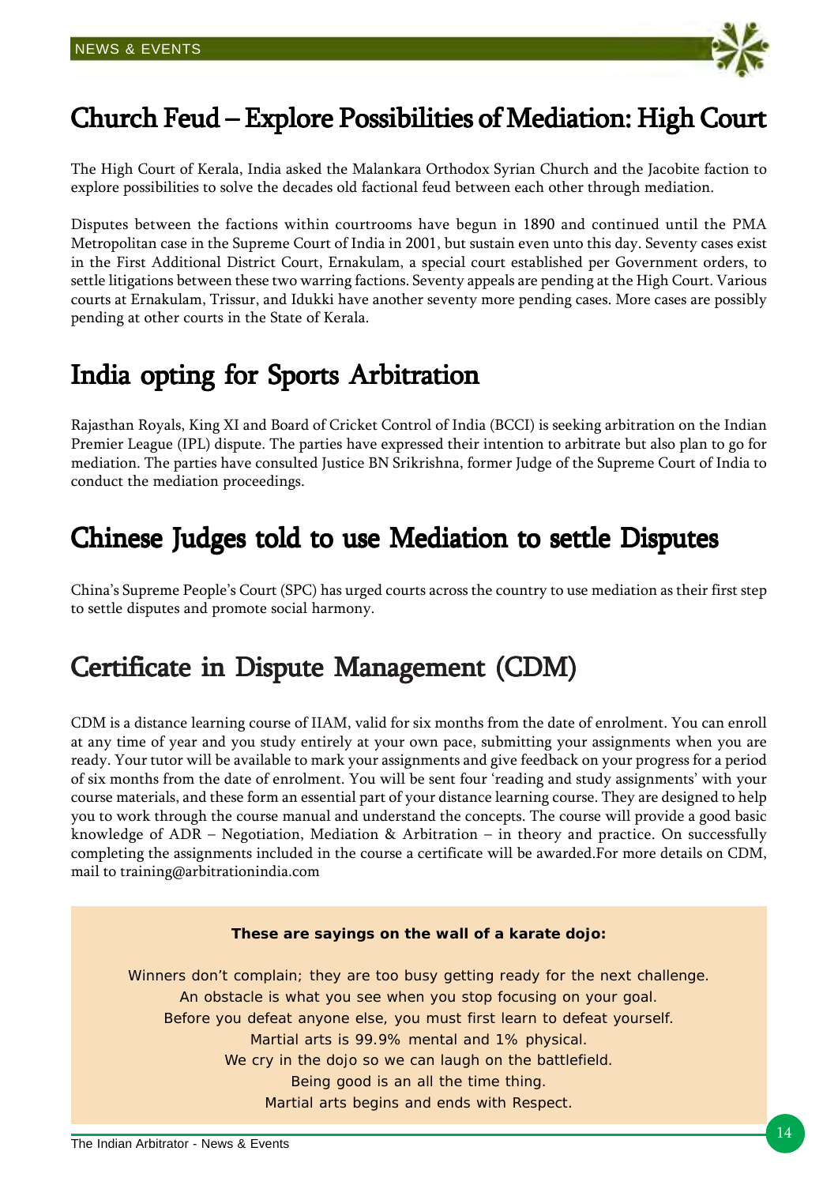# Church Feud – Explore Possibilities of Mediation: High Court

The High Court of Kerala, India asked the Malankara Orthodox Syrian Church and the Jacobite faction to explore possibilities to solve the decades old factional feud between each other through mediation.

Disputes between the factions within courtrooms have begun in 1890 and continued until the PMA Metropolitan case in the Supreme Court of India in 2001, but sustain even unto this day. Seventy cases exist in the First Additional District Court, Ernakulam, a special court established per Government orders, to settle litigations between these two warring factions. Seventy appeals are pending at the High Court. Various courts at Ernakulam, Trissur, and Idukki have another seventy more pending cases. More cases are possibly pending at other courts in the State of Kerala.

# India opting for Sports Arbitration

Rajasthan Royals, King XI and Board of Cricket Control of India (BCCI) is seeking arbitration on the Indian Premier League (IPL) dispute. The parties have expressed their intention to arbitrate but also plan to go for mediation. The parties have consulted Justice BN Srikrishna, former Judge of the Supreme Court of India to conduct the mediation proceedings.

# Chinese Judges told to use Mediation to settle Disputes

China's Supreme People's Court (SPC) has urged courts across the country to use mediation as their first step to settle disputes and promote social harmony.

# Certificate in Dispute Management (CDM)

CDM is a distance learning course of IIAM, valid for six months from the date of enrolment. You can enroll at any time of year and you study entirely at your own pace, submitting your assignments when you are ready. Your tutor will be available to mark your assignments and give feedback on your progress for a period of six months from the date of enrolment. You will be sent four 'reading and study assignments' with your course materials, and these form an essential part of your distance learning course. They are designed to help you to work through the course manual and understand the concepts. The course will provide a good basic knowledge of ADR – Negotiation, Mediation & Arbitration – in theory and practice. On successfully completing the assignments included in the course a certificate will be awarded.For more details on CDM, mail to training@arbitrationindia.com

**These are sayings on the wall of a karate dojo:**

Winners don't complain; they are too busy getting ready for the next challenge.
An obstacle is what you see when you stop focusing on your goal.
Before you defeat anyone else, you must first learn to defeat yourself.
Martial arts is 99.9% mental and 1% physical.
We cry in the dojo so we can laugh on the battlefield.
Being good is an all the time thing.
Martial arts begins and ends with Respect.